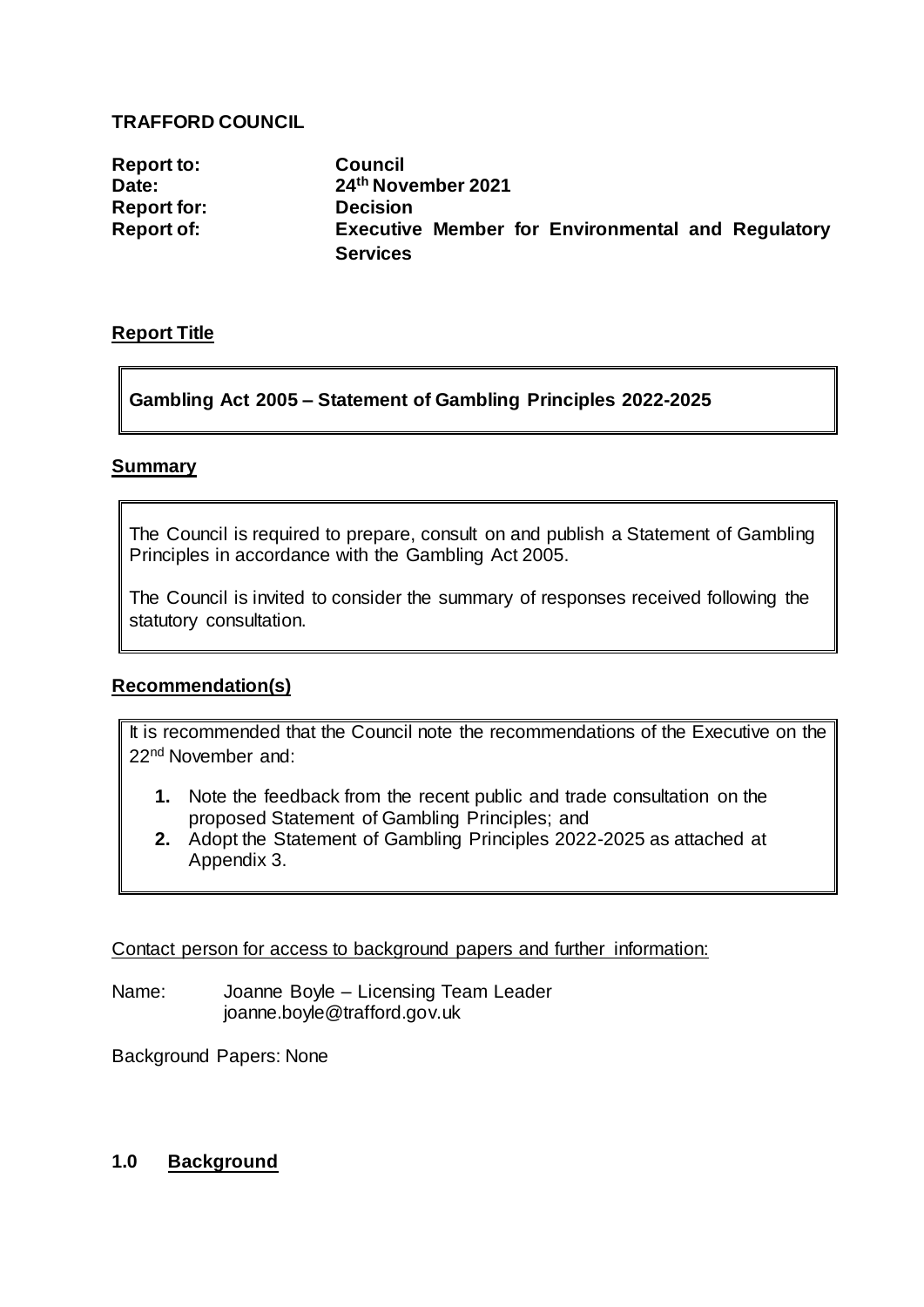**TRAFFORD COUNCIL**

| | |
|---|---|
| **Report to:** | **Council** |
| **Date:** | **24th November 2021** |
| **Report for:** | **Decision** |
| **Report of:** | **Executive Member for Environmental and Regulatory Services** |

**Report Title**

**Gambling Act 2005 – Statement of Gambling Principles 2022-2025**

**Summary**

The Council is required to prepare, consult on and publish a Statement of Gambling Principles in accordance with the Gambling Act 2005.

The Council is invited to consider the summary of responses received following the statutory consultation.

**Recommendation(s)**

It is recommended that the Council note the recommendations of the Executive on the 22nd November and:

1. Note the feedback from the recent public and trade consultation on the proposed Statement of Gambling Principles; and
2. Adopt the Statement of Gambling Principles 2022-2025 as attached at Appendix 3.

Contact person for access to background papers and further information:

Name: Joanne Boyle – Licensing Team Leader
joanne.boyle@trafford.gov.uk

Background Papers: None

## 1.0 Background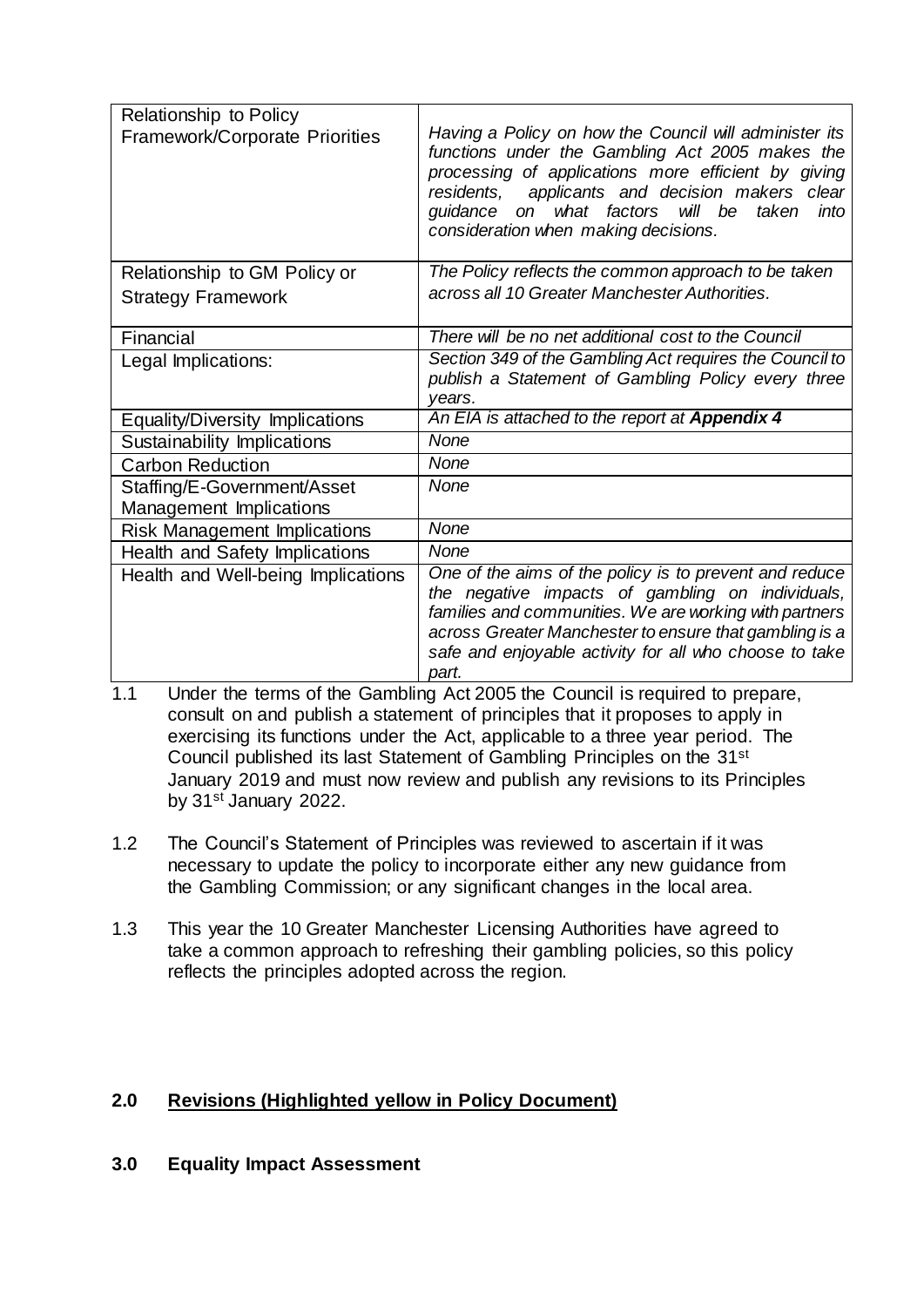| Relationship to Policy Framework/Corporate Priorities | *Having a Policy on how the Council will administer its functions under the Gambling Act 2005 makes the processing of applications more efficient by giving residents, applicants and decision makers clear guidance on what factors will be taken into consideration when making decisions.* |
|---|---|
| Relationship to GM Policy or Strategy Framework | *The Policy reflects the common approach to be taken across all 10 Greater Manchester Authorities.* |
| Financial | *There will be no net additional cost to the Council* |
| Legal Implications: | *Section 349 of the Gambling Act requires the Council to publish a Statement of Gambling Policy every three years.* |
| Equality/Diversity Implications | *An EIA is attached to the report at **Appendix 4*** |
| Sustainability Implications | *None* |
| Carbon Reduction | *None* |
| Staffing/E-Government/Asset Management Implications | *None* |
| Risk Management Implications | *None* |
| Health and Safety Implications | *None* |
| Health and Well-being Implications | *One of the aims of the policy is to prevent and reduce the negative impacts of gambling on individuals, families and communities. We are working with partners across Greater Manchester to ensure that gambling is a safe and enjoyable activity for all who choose to take part.* |

1.1 Under the terms of the Gambling Act 2005 the Council is required to prepare, consult on and publish a statement of principles that it proposes to apply in exercising its functions under the Act, applicable to a three year period. The Council published its last Statement of Gambling Principles on the 31st January 2019 and must now review and publish any revisions to its Principles by 31st January 2022.

1.2 The Council's Statement of Principles was reviewed to ascertain if it was necessary to update the policy to incorporate either any new guidance from the Gambling Commission; or any significant changes in the local area.

1.3 This year the 10 Greater Manchester Licensing Authorities have agreed to take a common approach to refreshing their gambling policies, so this policy reflects the principles adopted across the region.

**2.0 Revisions (Highlighted yellow in Policy Document)**

**3.0 Equality Impact Assessment**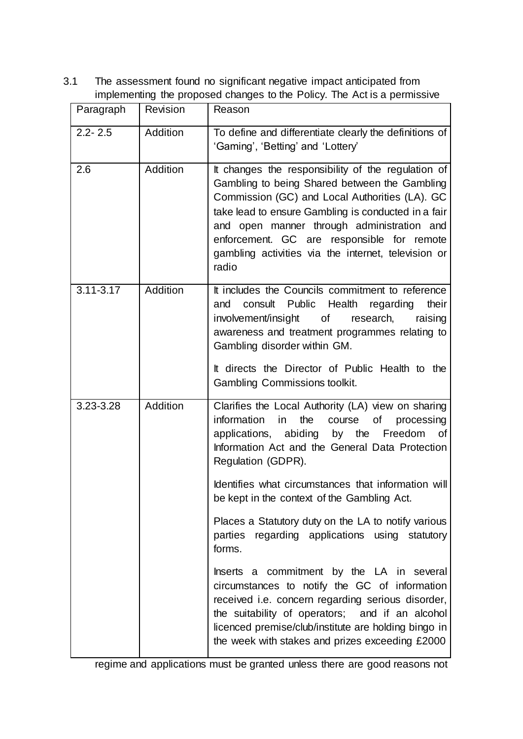3.1 The assessment found no significant negative impact anticipated from implementing the proposed changes to the Policy. The Act is a permissive regime and applications must be granted unless there are good reasons not

| Paragraph | Revision | Reason |
|---|---|---|
| 2.2- 2.5 | Addition | To define and differentiate clearly the definitions of 'Gaming', 'Betting' and 'Lottery' |
| 2.6 | Addition | It changes the responsibility of the regulation of Gambling to being Shared between the Gambling Commission (GC) and Local Authorities (LA). GC take lead to ensure Gambling is conducted in a fair and open manner through administration and enforcement. GC are responsible for remote gambling activities via the internet, television or radio |
| 3.11-3.17 | Addition | It includes the Councils commitment to reference and consult Public Health regarding their involvement/insight of research, raising awareness and treatment programmes relating to Gambling disorder within GM.<br><br>It directs the Director of Public Health to the Gambling Commissions toolkit. |
| 3.23-3.28 | Addition | Clarifies the Local Authority (LA) view on sharing information in the course of processing applications, abiding by the Freedom of Information Act and the General Data Protection Regulation (GDPR).<br><br>Identifies what circumstances that information will be kept in the context of the Gambling Act.<br><br>Places a Statutory duty on the LA to notify various parties regarding applications using statutory forms.<br><br>Inserts a commitment by the LA in several circumstances to notify the GC of information received i.e. concern regarding serious disorder, the suitability of operators; and if an alcohol licenced premise/club/institute are holding bingo in the week with stakes and prizes exceeding £2000 |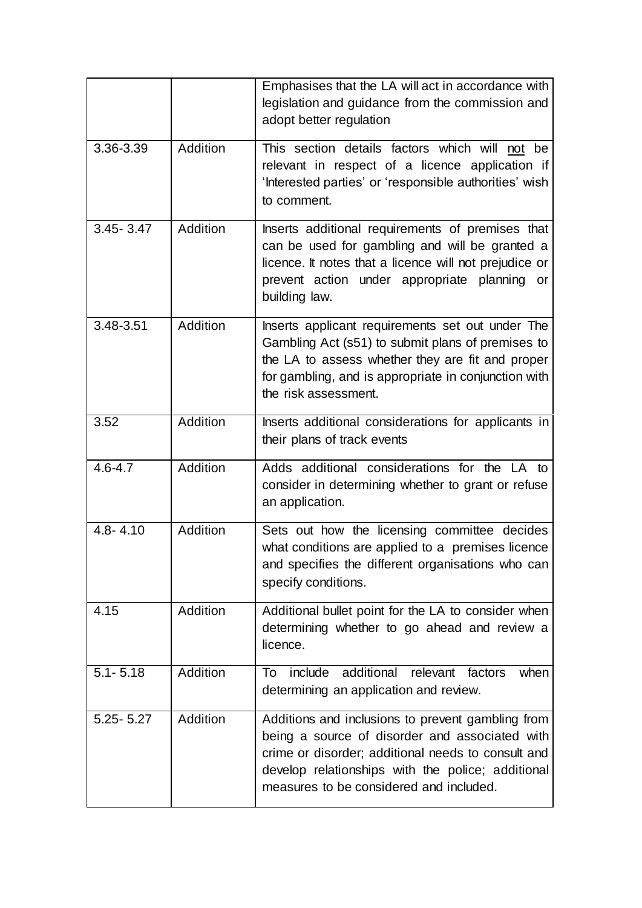| | | |
|---|---|---|
| | | Emphasises that the LA will act in accordance with legislation and guidance from the commission and adopt better regulation |
| 3.36-3.39 | Addition | This section details factors which will not be relevant in respect of a licence application if 'Interested parties' or 'responsible authorities' wish to comment. |
| 3.45- 3.47 | Addition | Inserts additional requirements of premises that can be used for gambling and will be granted a licence. It notes that a licence will not prejudice or prevent action under appropriate planning or building law. |
| 3.48-3.51 | Addition | Inserts applicant requirements set out under The Gambling Act (s51) to submit plans of premises to the LA to assess whether they are fit and proper for gambling, and is appropriate in conjunction with the risk assessment. |
| 3.52 | Addition | Inserts additional considerations for applicants in their plans of track events |
| 4.6-4.7 | Addition | Adds additional considerations for the LA to consider in determining whether to grant or refuse an application. |
| 4.8- 4.10 | Addition | Sets out how the licensing committee decides what conditions are applied to a premises licence and specifies the different organisations who can specify conditions. |
| 4.15 | Addition | Additional bullet point for the LA to consider when determining whether to go ahead and review a licence. |
| 5.1- 5.18 | Addition | To include additional relevant factors when determining an application and review. |
| 5.25- 5.27 | Addition | Additions and inclusions to prevent gambling from being a source of disorder and associated with crime or disorder; additional needs to consult and develop relationships with the police; additional measures to be considered and included. |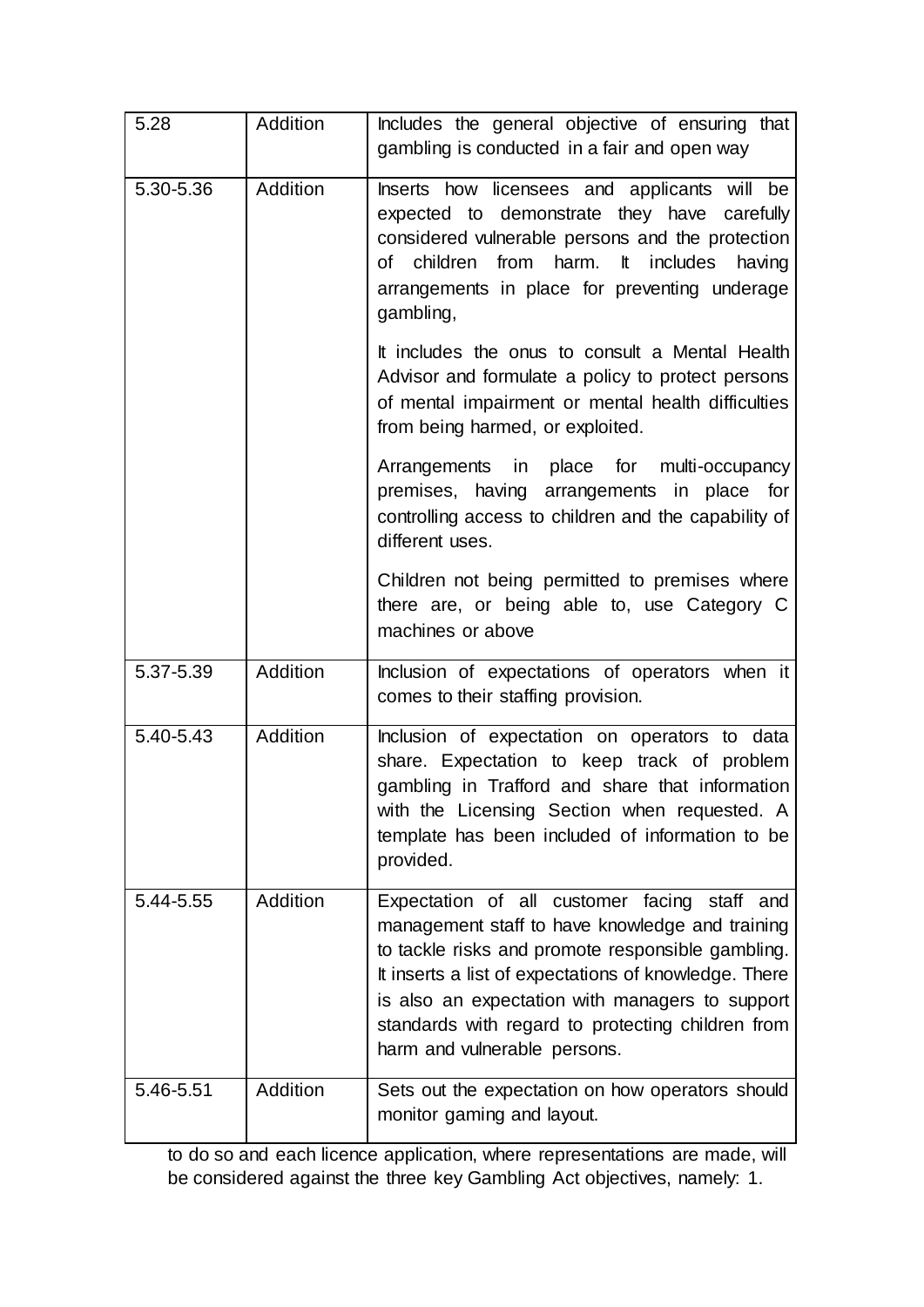| 5.28 | Addition | Includes the general objective of ensuring that gambling is conducted in a fair and open way |
|---|---|---|
| 5.30-5.36 | Addition | Inserts how licensees and applicants will be expected to demonstrate they have carefully considered vulnerable persons and the protection of children from harm. It includes having arrangements in place for preventing underage gambling,<br><br>It includes the onus to consult a Mental Health Advisor and formulate a policy to protect persons of mental impairment or mental health difficulties from being harmed, or exploited.<br><br>Arrangements in place for multi-occupancy premises, having arrangements in place for controlling access to children and the capability of different uses.<br><br>Children not being permitted to premises where there are, or being able to, use Category C machines or above |
| 5.37-5.39 | Addition | Inclusion of expectations of operators when it comes to their staffing provision. |
| 5.40-5.43 | Addition | Inclusion of expectation on operators to data share. Expectation to keep track of problem gambling in Trafford and share that information with the Licensing Section when requested. A template has been included of information to be provided. |
| 5.44-5.55 | Addition | Expectation of all customer facing staff and management staff to have knowledge and training to tackle risks and promote responsible gambling. It inserts a list of expectations of knowledge. There is also an expectation with managers to support standards with regard to protecting children from harm and vulnerable persons. |
| 5.46-5.51 | Addition | Sets out the expectation on how operators should monitor gaming and layout. |

to do so and each licence application, where representations are made, will be considered against the three key Gambling Act objectives, namely: 1.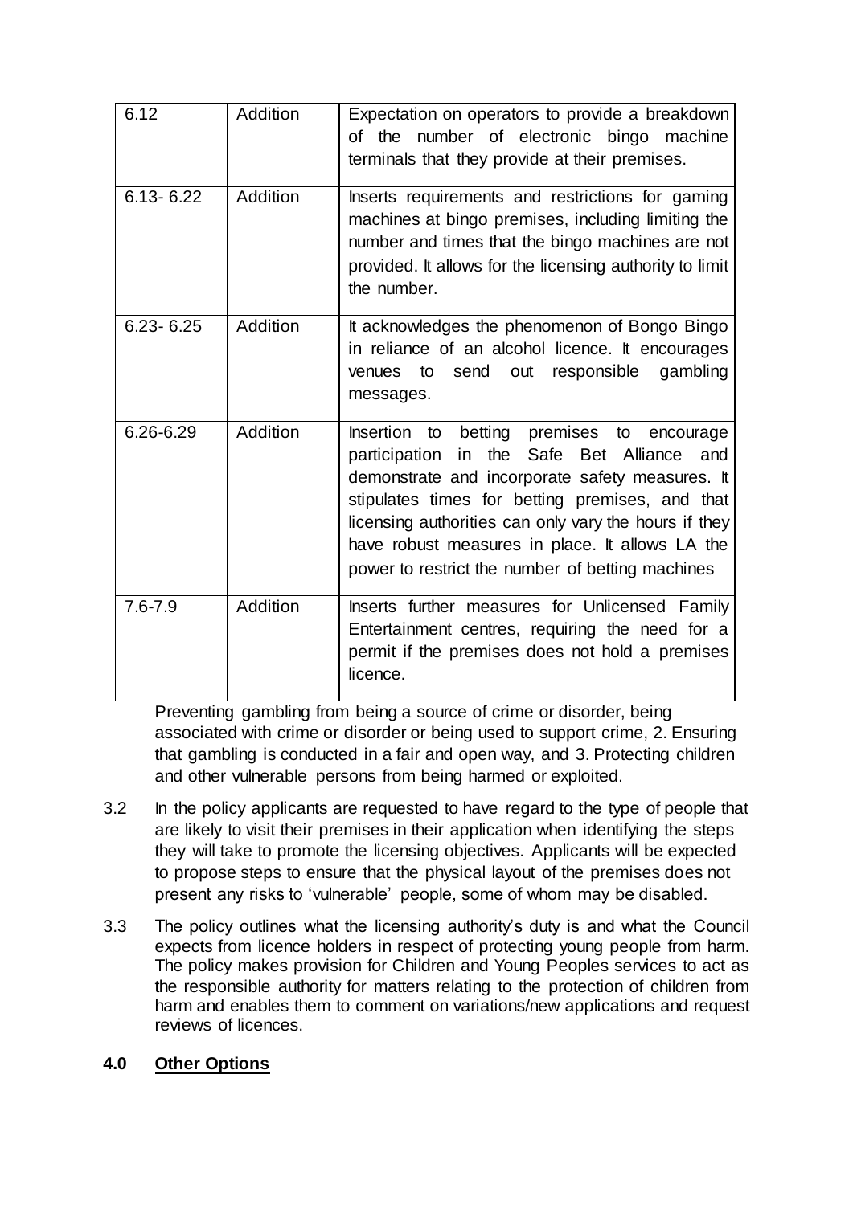| 6.12 | Addition | Expectation on operators to provide a breakdown of the number of electronic bingo machine terminals that they provide at their premises. |
|---|---|---|
| 6.13- 6.22 | Addition | Inserts requirements and restrictions for gaming machines at bingo premises, including limiting the number and times that the bingo machines are not provided. It allows for the licensing authority to limit the number. |
| 6.23- 6.25 | Addition | It acknowledges the phenomenon of Bongo Bingo in reliance of an alcohol licence. It encourages venues to send out responsible gambling messages. |
| 6.26-6.29 | Addition | Insertion to betting premises to encourage participation in the Safe Bet Alliance and demonstrate and incorporate safety measures. It stipulates times for betting premises, and that licensing authorities can only vary the hours if they have robust measures in place. It allows LA the power to restrict the number of betting machines |
| 7.6-7.9 | Addition | Inserts further measures for Unlicensed Family Entertainment centres, requiring the need for a permit if the premises does not hold a premises licence. |

Preventing gambling from being a source of crime or disorder, being associated with crime or disorder or being used to support crime, 2. Ensuring that gambling is conducted in a fair and open way, and 3. Protecting children and other vulnerable persons from being harmed or exploited.

3.2 In the policy applicants are requested to have regard to the type of people that are likely to visit their premises in their application when identifying the steps they will take to promote the licensing objectives. Applicants will be expected to propose steps to ensure that the physical layout of the premises does not present any risks to 'vulnerable' people, some of whom may be disabled.

3.3 The policy outlines what the licensing authority's duty is and what the Council expects from licence holders in respect of protecting young people from harm. The policy makes provision for Children and Young Peoples services to act as the responsible authority for matters relating to the protection of children from harm and enables them to comment on variations/new applications and request reviews of licences.

## 4.0 **Other Options**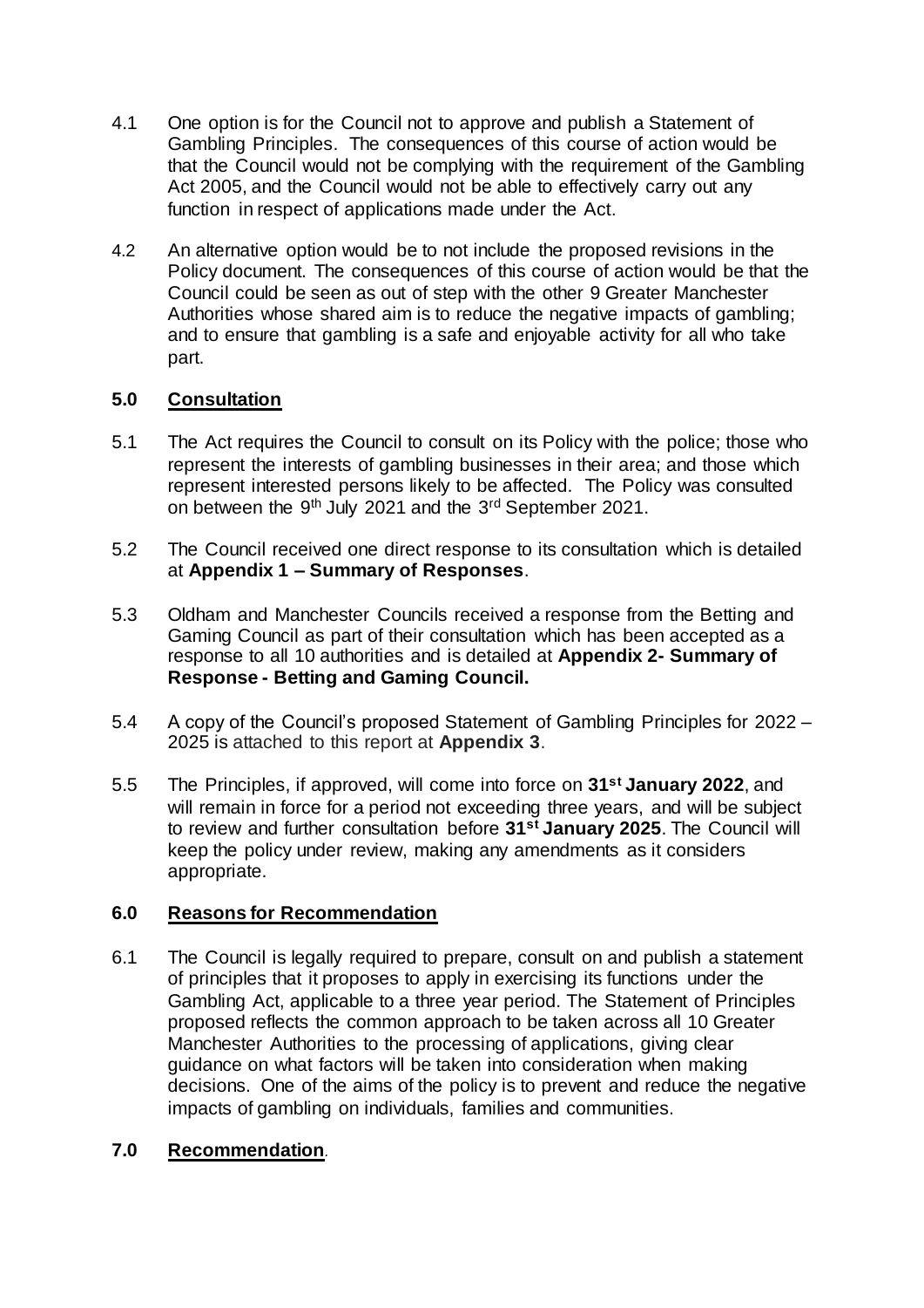4.1 One option is for the Council not to approve and publish a Statement of Gambling Principles. The consequences of this course of action would be that the Council would not be complying with the requirement of the Gambling Act 2005, and the Council would not be able to effectively carry out any function in respect of applications made under the Act.

4.2 An alternative option would be to not include the proposed revisions in the Policy document. The consequences of this course of action would be that the Council could be seen as out of step with the other 9 Greater Manchester Authorities whose shared aim is to reduce the negative impacts of gambling; and to ensure that gambling is a safe and enjoyable activity for all who take part.

## 5.0 Consultation

5.1 The Act requires the Council to consult on its Policy with the police; those who represent the interests of gambling businesses in their area; and those which represent interested persons likely to be affected. The Policy was consulted on between the 9th July 2021 and the 3rd September 2021.

5.2 The Council received one direct response to its consultation which is detailed at **Appendix 1 – Summary of Responses**.

5.3 Oldham and Manchester Councils received a response from the Betting and Gaming Council as part of their consultation which has been accepted as a response to all 10 authorities and is detailed at **Appendix 2- Summary of Response - Betting and Gaming Council.**

5.4 A copy of the Council's proposed Statement of Gambling Principles for 2022 – 2025 is attached to this report at **Appendix 3**.

5.5 The Principles, if approved, will come into force on **31st January 2022**, and will remain in force for a period not exceeding three years, and will be subject to review and further consultation before **31st January 2025**. The Council will keep the policy under review, making any amendments as it considers appropriate.

## 6.0 Reasons for Recommendation

6.1 The Council is legally required to prepare, consult on and publish a statement of principles that it proposes to apply in exercising its functions under the Gambling Act, applicable to a three year period. The Statement of Principles proposed reflects the common approach to be taken across all 10 Greater Manchester Authorities to the processing of applications, giving clear guidance on what factors will be taken into consideration when making decisions. One of the aims of the policy is to prevent and reduce the negative impacts of gambling on individuals, families and communities.

## 7.0 Recommendation.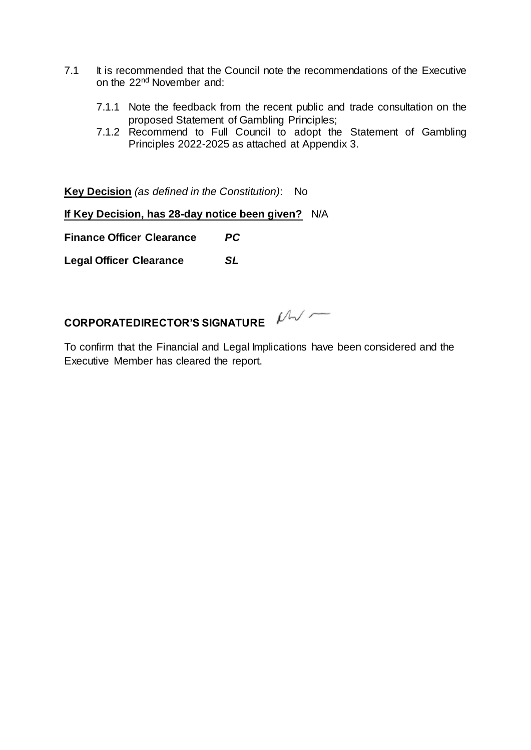7.1 It is recommended that the Council note the recommendations of the Executive on the 22nd November and:

7.1.1 Note the feedback from the recent public and trade consultation on the proposed Statement of Gambling Principles;

7.1.2 Recommend to Full Council to adopt the Statement of Gambling Principles 2022-2025 as attached at Appendix 3.

**Key Decision** *(as defined in the Constitution)*: No

**If Key Decision, has 28-day notice been given?** N/A

**Finance Officer Clearance** ***PC***

**Legal Officer Clearance** ***SL***

**CORPORATEDIRECTOR'S SIGNATURE**

To confirm that the Financial and Legal Implications have been considered and the Executive Member has cleared the report.